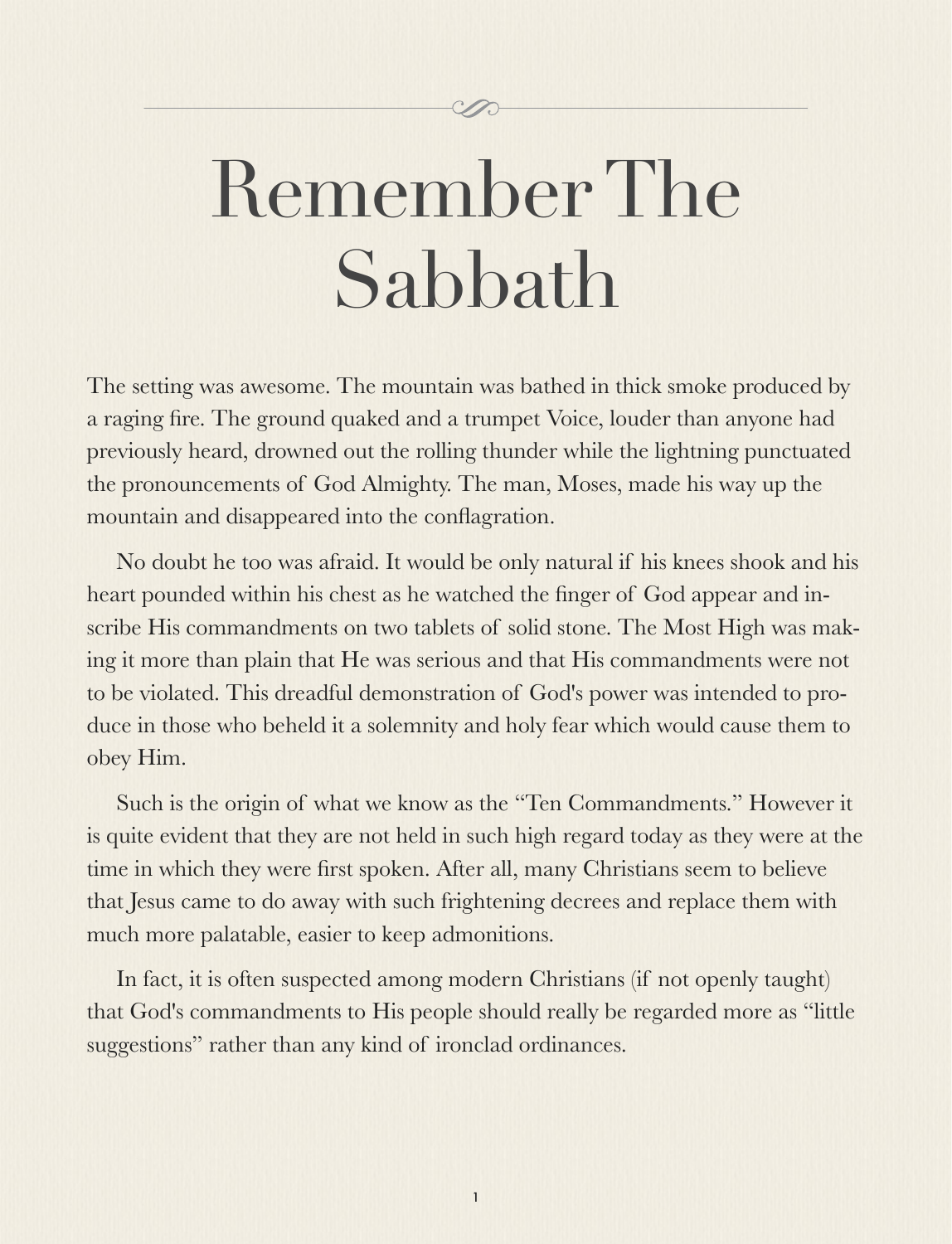# Remember The Sabbath

The setting was awesome. The mountain was bathed in thick smoke produced by a raging fire. The ground quaked and a trumpet Voice, louder than anyone had previously heard, drowned out the rolling thunder while the lightning punctuated the pronouncements of God Almighty. The man, Moses, made his way up the mountain and disappeared into the conflagration.

No doubt he too was afraid. It would be only natural if his knees shook and his heart pounded within his chest as he watched the finger of God appear and inscribe His commandments on two tablets of solid stone. The Most High was making it more than plain that He was serious and that His commandments were not to be violated. This dreadful demonstration of God's power was intended to produce in those who beheld it a solemnity and holy fear which would cause them to obey Him.

Such is the origin of what we know as the "Ten Commandments." However it is quite evident that they are not held in such high regard today as they were at the time in which they were first spoken. After all, many Christians seem to believe that Jesus came to do away with such frightening decrees and replace them with much more palatable, easier to keep admonitions.

In fact, it is often suspected among modern Christians (if not openly taught) that God's commandments to His people should really be regarded more as "little suggestions" rather than any kind of ironclad ordinances.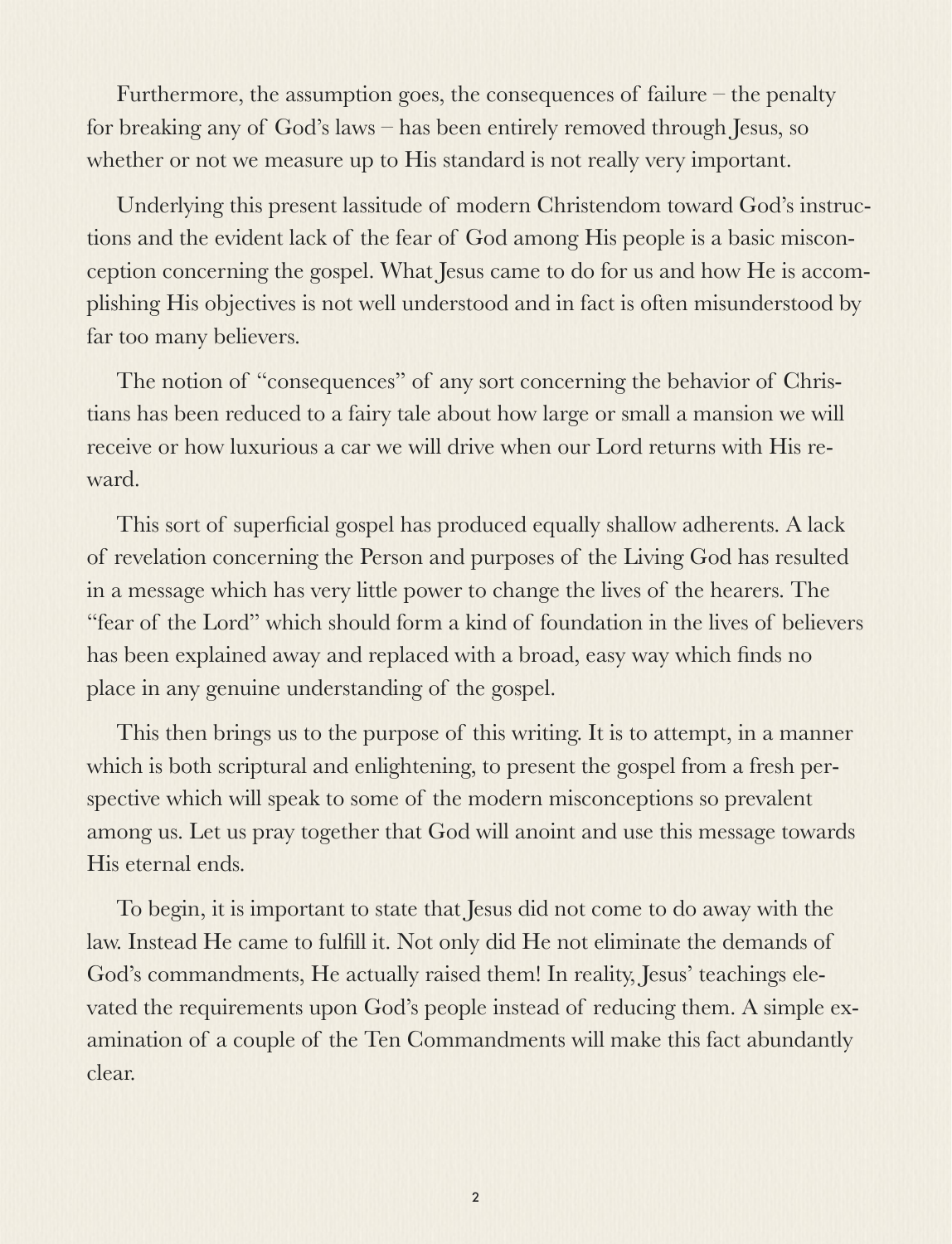Furthermore, the assumption goes, the consequences of failure – the penalty for breaking any of God's laws – has been entirely removed through Jesus, so whether or not we measure up to His standard is not really very important.

Underlying this present lassitude of modern Christendom toward God's instructions and the evident lack of the fear of God among His people is a basic misconception concerning the gospel. What Jesus came to do for us and how He is accomplishing His objectives is not well understood and in fact is often misunderstood by far too many believers.

The notion of "consequences" of any sort concerning the behavior of Christians has been reduced to a fairy tale about how large or small a mansion we will receive or how luxurious a car we will drive when our Lord returns with His reward.

This sort of superficial gospel has produced equally shallow adherents. A lack of revelation concerning the Person and purposes of the Living God has resulted in a message which has very little power to change the lives of the hearers. The "fear of the Lord" which should form a kind of foundation in the lives of believers has been explained away and replaced with a broad, easy way which finds no place in any genuine understanding of the gospel.

This then brings us to the purpose of this writing. It is to attempt, in a manner which is both scriptural and enlightening, to present the gospel from a fresh perspective which will speak to some of the modern misconceptions so prevalent among us. Let us pray together that God will anoint and use this message towards His eternal ends.

To begin, it is important to state that Jesus did not come to do away with the law. Instead He came to fulfill it. Not only did He not eliminate the demands of God's commandments, He actually raised them! In reality, Jesus' teachings elevated the requirements upon God's people instead of reducing them. A simple examination of a couple of the Ten Commandments will make this fact abundantly clear.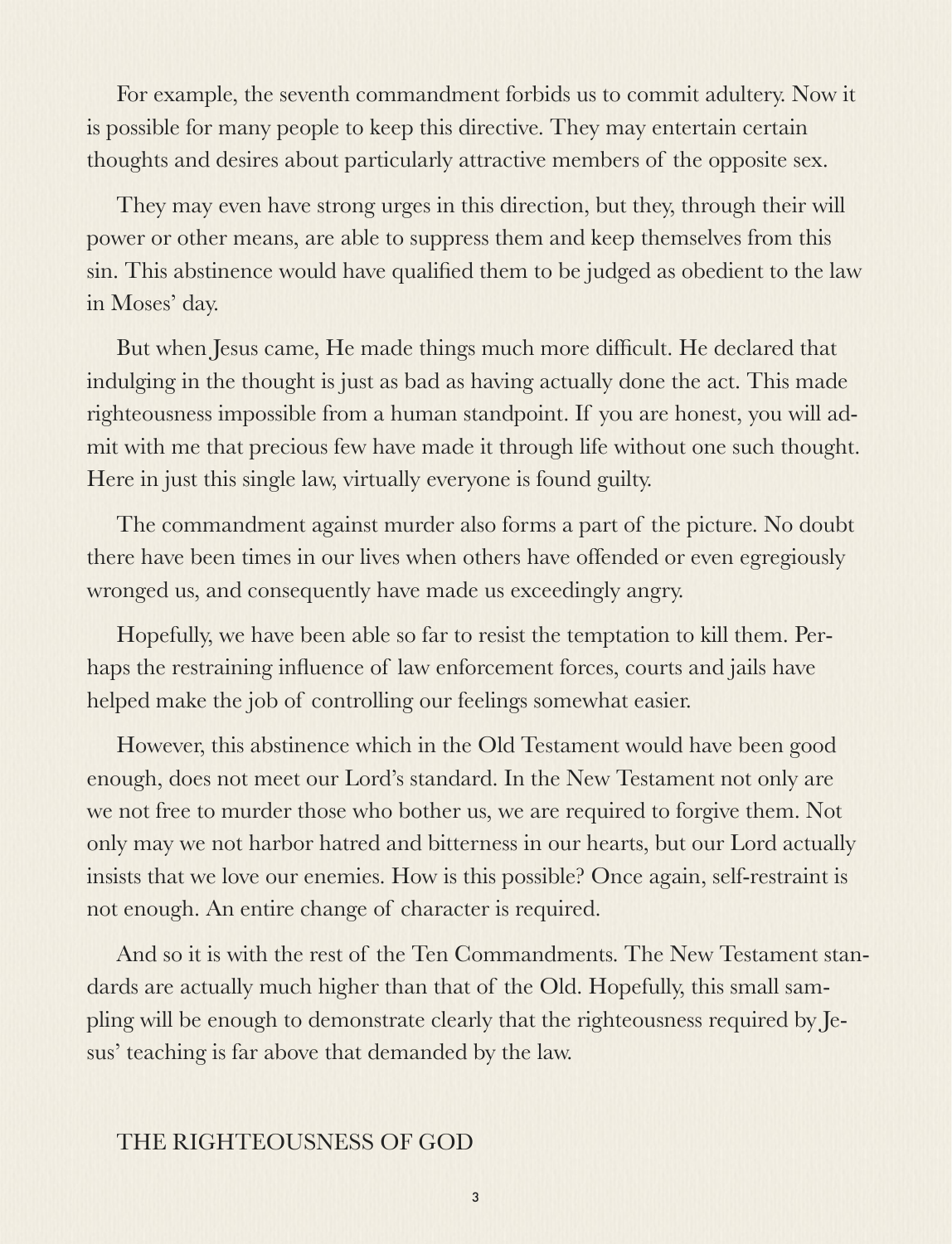For example, the seventh commandment forbids us to commit adultery. Now it is possible for many people to keep this directive. They may entertain certain thoughts and desires about particularly attractive members of the opposite sex.

They may even have strong urges in this direction, but they, through their will power or other means, are able to suppress them and keep themselves from this sin. This abstinence would have qualified them to be judged as obedient to the law in Moses' day.

But when Jesus came, He made things much more difficult. He declared that indulging in the thought is just as bad as having actually done the act. This made righteousness impossible from a human standpoint. If you are honest, you will admit with me that precious few have made it through life without one such thought. Here in just this single law, virtually everyone is found guilty.

The commandment against murder also forms a part of the picture. No doubt there have been times in our lives when others have offended or even egregiously wronged us, and consequently have made us exceedingly angry.

Hopefully, we have been able so far to resist the temptation to kill them. Perhaps the restraining influence of law enforcement forces, courts and jails have helped make the job of controlling our feelings somewhat easier.

However, this abstinence which in the Old Testament would have been good enough, does not meet our Lord's standard. In the New Testament not only are we not free to murder those who bother us, we are required to forgive them. Not only may we not harbor hatred and bitterness in our hearts, but our Lord actually insists that we love our enemies. How is this possible? Once again, self-restraint is not enough. An entire change of character is required.

And so it is with the rest of the Ten Commandments. The New Testament standards are actually much higher than that of the Old. Hopefully, this small sampling will be enough to demonstrate clearly that the righteousness required by Jesus' teaching is far above that demanded by the law.

## THE RIGHTEOUSNESS OF GOD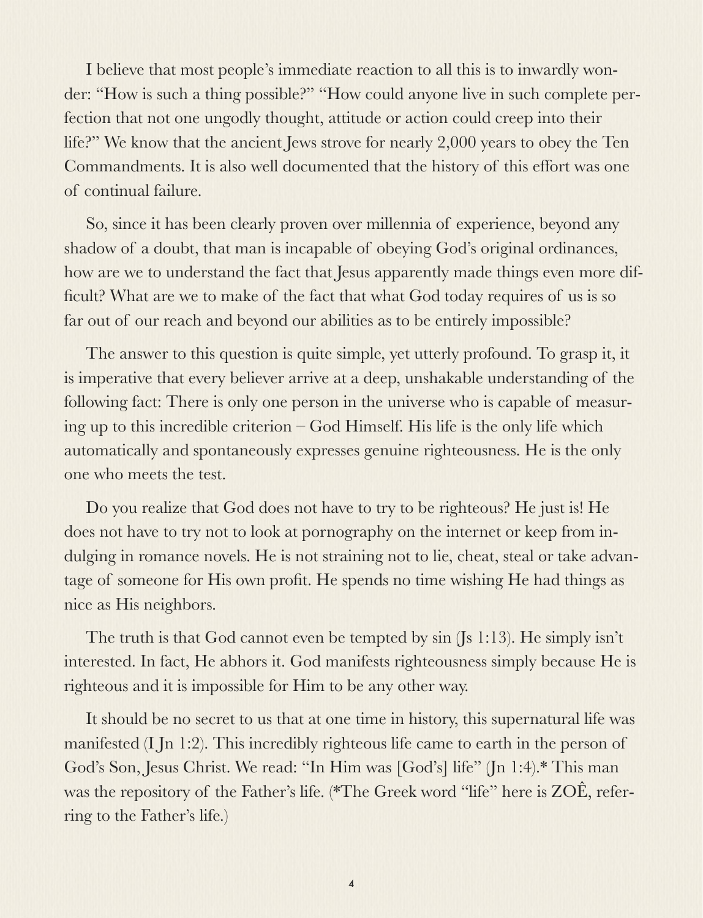I believe that most people's immediate reaction to all this is to inwardly wonder: "How is such a thing possible?" "How could anyone live in such complete perfection that not one ungodly thought, attitude or action could creep into their life?" We know that the ancient Jews strove for nearly 2,000 years to obey the Ten Commandments. It is also well documented that the history of this effort was one of continual failure.

So, since it has been clearly proven over millennia of experience, beyond any shadow of a doubt, that man is incapable of obeying God's original ordinances, how are we to understand the fact that Jesus apparently made things even more difficult? What are we to make of the fact that what God today requires of us is so far out of our reach and beyond our abilities as to be entirely impossible?

The answer to this question is quite simple, yet utterly profound. To grasp it, it is imperative that every believer arrive at a deep, unshakable understanding of the following fact: There is only one person in the universe who is capable of measuring up to this incredible criterion – God Himself. His life is the only life which automatically and spontaneously expresses genuine righteousness. He is the only one who meets the test.

Do you realize that God does not have to try to be righteous? He just is! He does not have to try not to look at pornography on the internet or keep from indulging in romance novels. He is not straining not to lie, cheat, steal or take advantage of someone for His own profit. He spends no time wishing He had things as nice as His neighbors.

The truth is that God cannot even be tempted by sin (Js 1:13). He simply isn't interested. In fact, He abhors it. God manifests righteousness simply because He is righteous and it is impossible for Him to be any other way.

It should be no secret to us that at one time in history, this supernatural life was manifested (I Jn 1:2). This incredibly righteous life came to earth in the person of God's Son, Jesus Christ. We read: "In Him was [God's] life" (Jn 1:4).* This man was the repository of the Father's life. (*The Greek word "life" here is ZOÊ, referring to the Father's life.)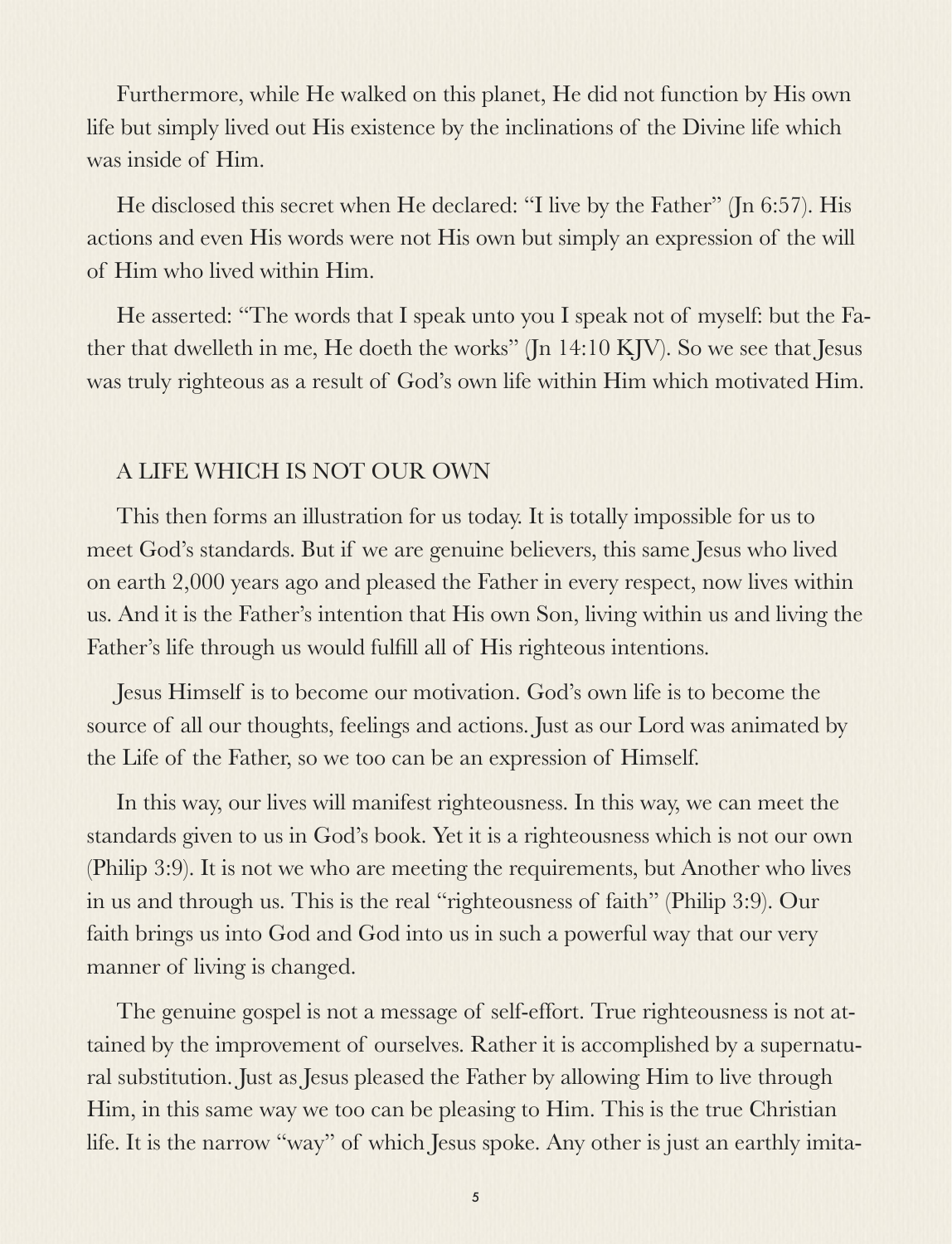Furthermore, while He walked on this planet, He did not function by His own life but simply lived out His existence by the inclinations of the Divine life which was inside of Him.

He disclosed this secret when He declared: "I live by the Father" (Jn 6:57). His actions and even His words were not His own but simply an expression of the will of Him who lived within Him.

He asserted: "The words that I speak unto you I speak not of myself: but the Father that dwelleth in me, He doeth the works" (Jn 14:10 KJV). So we see that Jesus was truly righteous as a result of God's own life within Him which motivated Him.

## A LIFE WHICH IS NOT OUR OWN

This then forms an illustration for us today. It is totally impossible for us to meet God's standards. But if we are genuine believers, this same Jesus who lived on earth 2,000 years ago and pleased the Father in every respect, now lives within us. And it is the Father's intention that His own Son, living within us and living the Father's life through us would fulfill all of His righteous intentions.

Jesus Himself is to become our motivation. God's own life is to become the source of all our thoughts, feelings and actions. Just as our Lord was animated by the Life of the Father, so we too can be an expression of Himself.

In this way, our lives will manifest righteousness. In this way, we can meet the standards given to us in God's book. Yet it is a righteousness which is not our own (Philip 3:9). It is not we who are meeting the requirements, but Another who lives in us and through us. This is the real "righteousness of faith" (Philip 3:9). Our faith brings us into God and God into us in such a powerful way that our very manner of living is changed.

The genuine gospel is not a message of self-effort. True righteousness is not attained by the improvement of ourselves. Rather it is accomplished by a supernatural substitution. Just as Jesus pleased the Father by allowing Him to live through Him, in this same way we too can be pleasing to Him. This is the true Christian life. It is the narrow "way" of which Jesus spoke. Any other is just an earthly imita-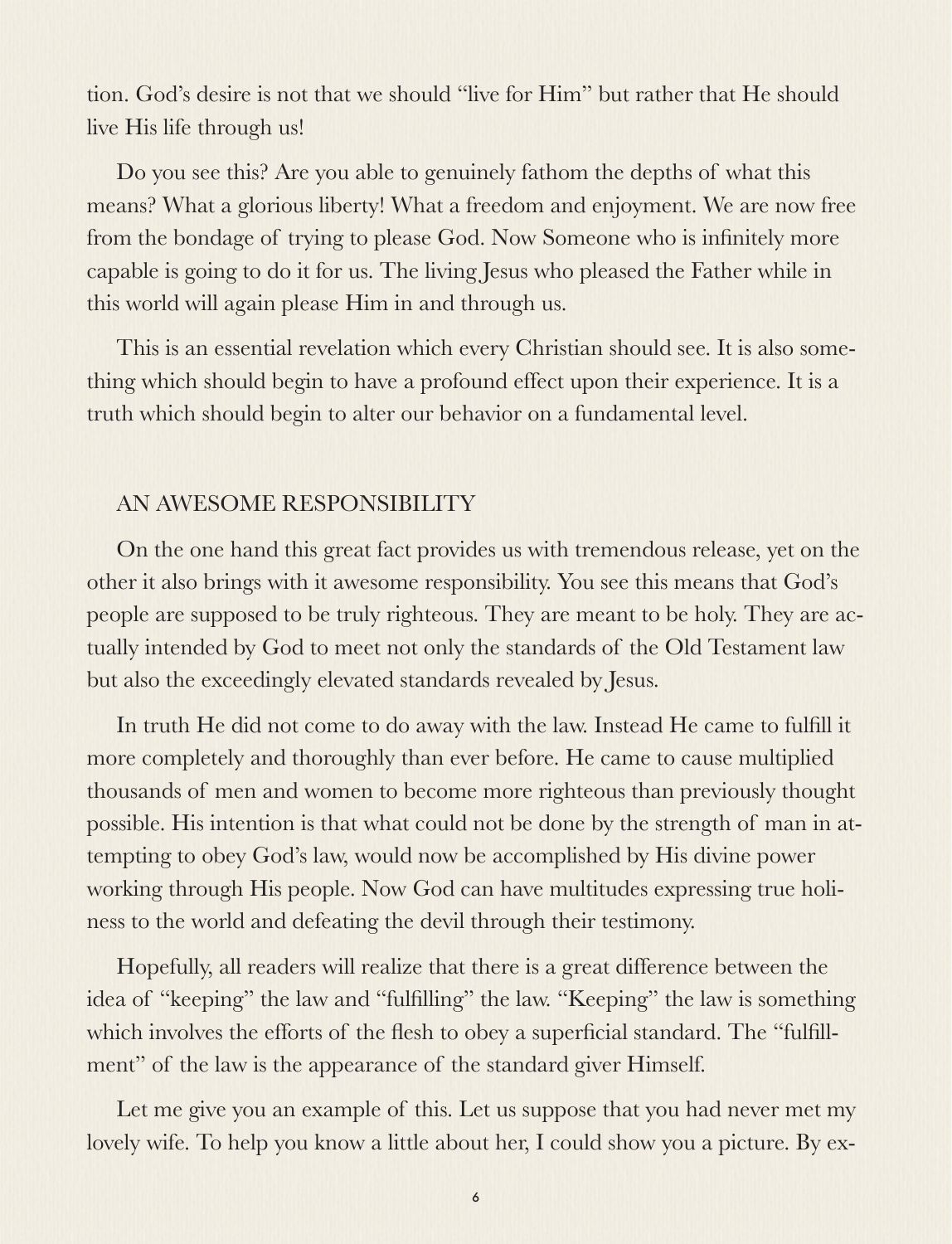tion. God's desire is not that we should "live for Him" but rather that He should live His life through us!

Do you see this? Are you able to genuinely fathom the depths of what this means? What a glorious liberty! What a freedom and enjoyment. We are now free from the bondage of trying to please God. Now Someone who is infinitely more capable is going to do it for us. The living Jesus who pleased the Father while in this world will again please Him in and through us.

This is an essential revelation which every Christian should see. It is also something which should begin to have a profound effect upon their experience. It is a truth which should begin to alter our behavior on a fundamental level.

## AN AWESOME RESPONSIBILITY

On the one hand this great fact provides us with tremendous release, yet on the other it also brings with it awesome responsibility. You see this means that God's people are supposed to be truly righteous. They are meant to be holy. They are actually intended by God to meet not only the standards of the Old Testament law but also the exceedingly elevated standards revealed by Jesus.

In truth He did not come to do away with the law. Instead He came to fulfill it more completely and thoroughly than ever before. He came to cause multiplied thousands of men and women to become more righteous than previously thought possible. His intention is that what could not be done by the strength of man in attempting to obey God's law, would now be accomplished by His divine power working through His people. Now God can have multitudes expressing true holiness to the world and defeating the devil through their testimony.

Hopefully, all readers will realize that there is a great difference between the idea of "keeping" the law and "fulfilling" the law. "Keeping" the law is something which involves the efforts of the flesh to obey a superficial standard. The "fulfillment" of the law is the appearance of the standard giver Himself.

Let me give you an example of this. Let us suppose that you had never met my lovely wife. To help you know a little about her, I could show you a picture. By ex-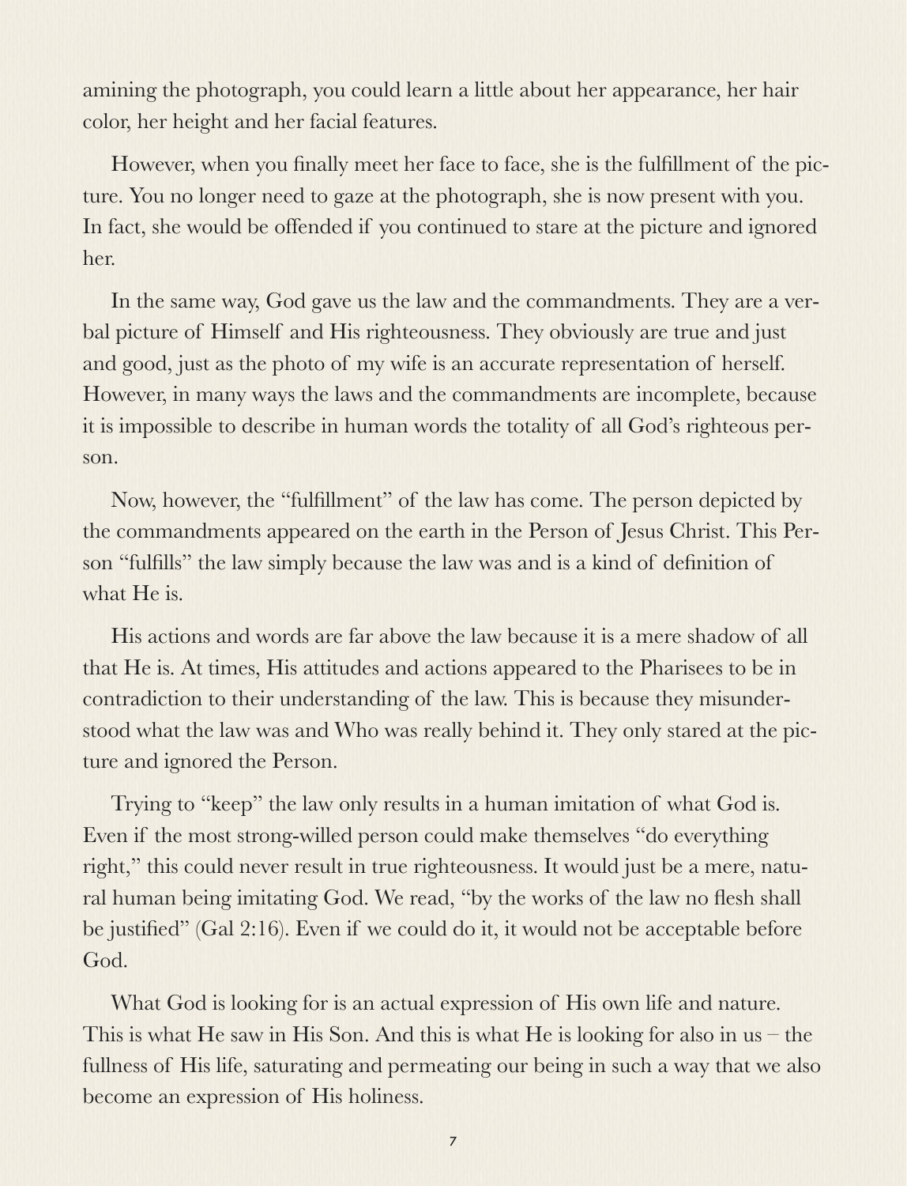amining the photograph, you could learn a little about her appearance, her hair color, her height and her facial features.

However, when you finally meet her face to face, she is the fulfillment of the picture. You no longer need to gaze at the photograph, she is now present with you. In fact, she would be offended if you continued to stare at the picture and ignored her.

In the same way, God gave us the law and the commandments. They are a verbal picture of Himself and His righteousness. They obviously are true and just and good, just as the photo of my wife is an accurate representation of herself. However, in many ways the laws and the commandments are incomplete, because it is impossible to describe in human words the totality of all God's righteous person.

Now, however, the "fulfillment" of the law has come. The person depicted by the commandments appeared on the earth in the Person of Jesus Christ. This Person "fulfills" the law simply because the law was and is a kind of definition of what He is.

His actions and words are far above the law because it is a mere shadow of all that He is. At times, His attitudes and actions appeared to the Pharisees to be in contradiction to their understanding of the law. This is because they misunderstood what the law was and Who was really behind it. They only stared at the picture and ignored the Person.

Trying to "keep" the law only results in a human imitation of what God is. Even if the most strong-willed person could make themselves "do everything right," this could never result in true righteousness. It would just be a mere, natural human being imitating God. We read, "by the works of the law no flesh shall be justified" (Gal 2:16). Even if we could do it, it would not be acceptable before God.

What God is looking for is an actual expression of His own life and nature. This is what He saw in His Son. And this is what He is looking for also in us – the fullness of His life, saturating and permeating our being in such a way that we also become an expression of His holiness.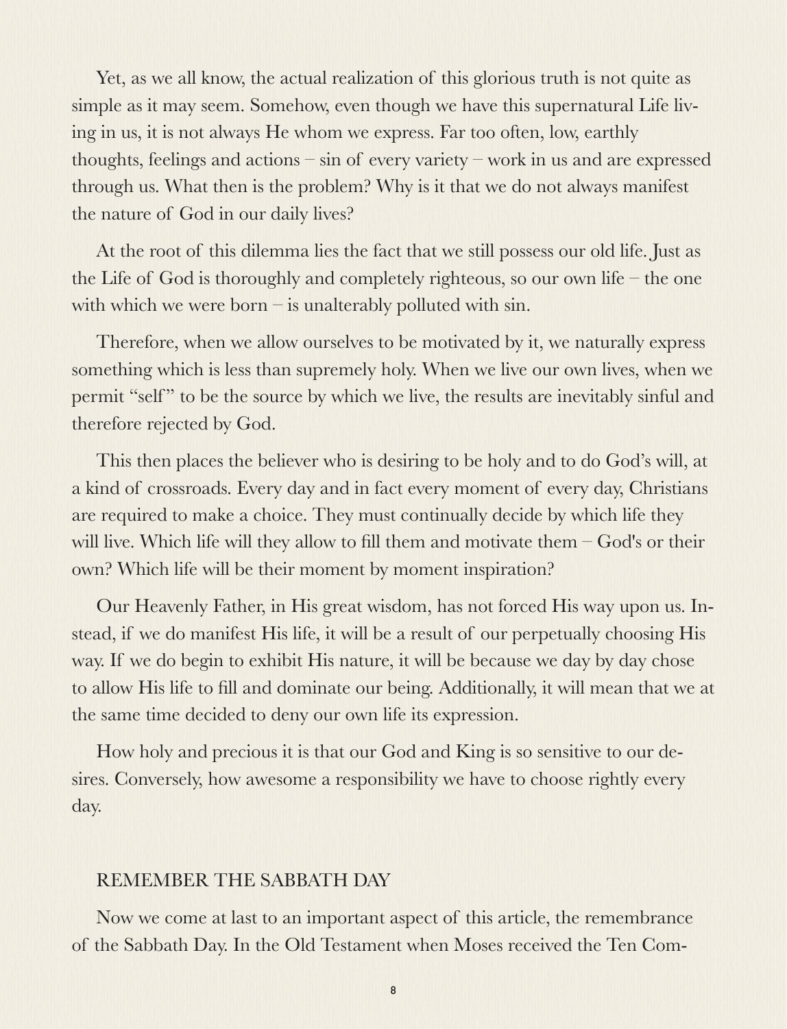Yet, as we all know, the actual realization of this glorious truth is not quite as simple as it may seem. Somehow, even though we have this supernatural Life living in us, it is not always He whom we express. Far too often, low, earthly thoughts, feelings and actions – sin of every variety – work in us and are expressed through us. What then is the problem? Why is it that we do not always manifest the nature of God in our daily lives?

At the root of this dilemma lies the fact that we still possess our old life. Just as the Life of God is thoroughly and completely righteous, so our own life – the one with which we were born – is unalterably polluted with sin.

Therefore, when we allow ourselves to be motivated by it, we naturally express something which is less than supremely holy. When we live our own lives, when we permit "self" to be the source by which we live, the results are inevitably sinful and therefore rejected by God.

This then places the believer who is desiring to be holy and to do God's will, at a kind of crossroads. Every day and in fact every moment of every day, Christians are required to make a choice. They must continually decide by which life they will live. Which life will they allow to fill them and motivate them – God's or their own? Which life will be their moment by moment inspiration?

Our Heavenly Father, in His great wisdom, has not forced His way upon us. Instead, if we do manifest His life, it will be a result of our perpetually choosing His way. If we do begin to exhibit His nature, it will be because we day by day chose to allow His life to fill and dominate our being. Additionally, it will mean that we at the same time decided to deny our own life its expression.

How holy and precious it is that our God and King is so sensitive to our desires. Conversely, how awesome a responsibility we have to choose rightly every day.

## REMEMBER THE SABBATH DAY

Now we come at last to an important aspect of this article, the remembrance of the Sabbath Day. In the Old Testament when Moses received the Ten Com-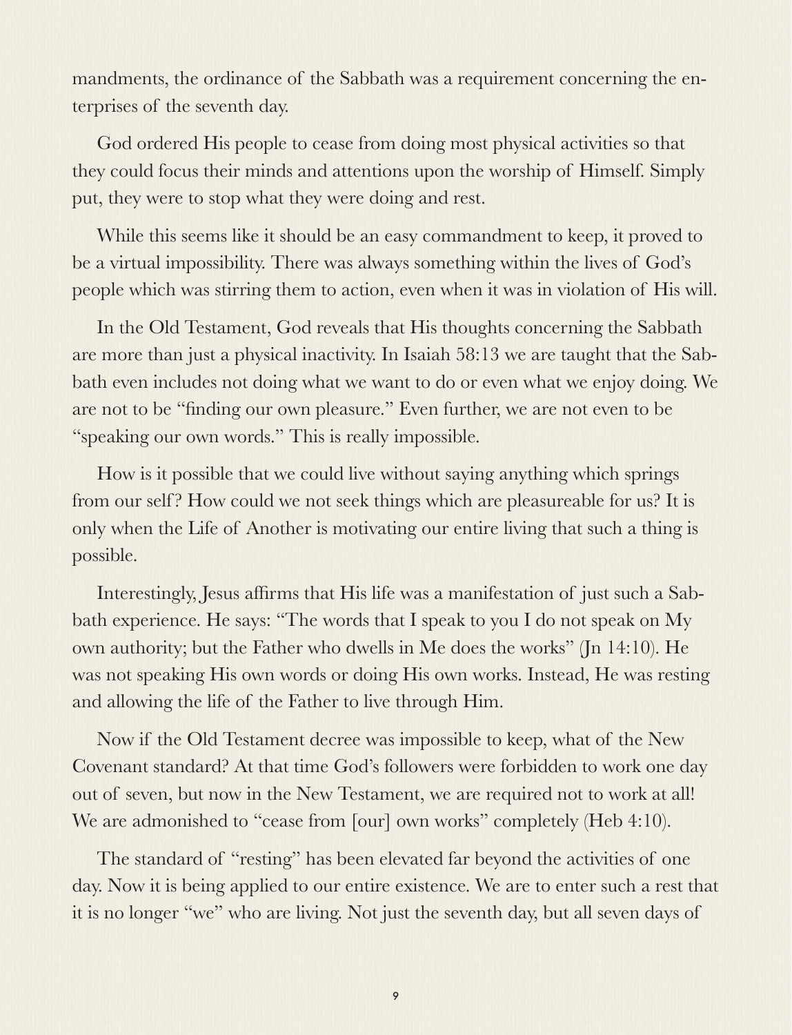mandments, the ordinance of the Sabbath was a requirement concerning the enterprises of the seventh day.

God ordered His people to cease from doing most physical activities so that they could focus their minds and attentions upon the worship of Himself. Simply put, they were to stop what they were doing and rest.

While this seems like it should be an easy commandment to keep, it proved to be a virtual impossibility. There was always something within the lives of God's people which was stirring them to action, even when it was in violation of His will.

In the Old Testament, God reveals that His thoughts concerning the Sabbath are more than just a physical inactivity. In Isaiah 58:13 we are taught that the Sabbath even includes not doing what we want to do or even what we enjoy doing. We are not to be "finding our own pleasure." Even further, we are not even to be "speaking our own words." This is really impossible.

How is it possible that we could live without saying anything which springs from our self? How could we not seek things which are pleasureable for us? It is only when the Life of Another is motivating our entire living that such a thing is possible.

Interestingly, Jesus affirms that His life was a manifestation of just such a Sabbath experience. He says: "The words that I speak to you I do not speak on My own authority; but the Father who dwells in Me does the works" (Jn 14:10). He was not speaking His own words or doing His own works. Instead, He was resting and allowing the life of the Father to live through Him.

Now if the Old Testament decree was impossible to keep, what of the New Covenant standard? At that time God's followers were forbidden to work one day out of seven, but now in the New Testament, we are required not to work at all! We are admonished to "cease from [our] own works" completely (Heb 4:10).

The standard of "resting" has been elevated far beyond the activities of one day. Now it is being applied to our entire existence. We are to enter such a rest that it is no longer "we" who are living. Not just the seventh day, but all seven days of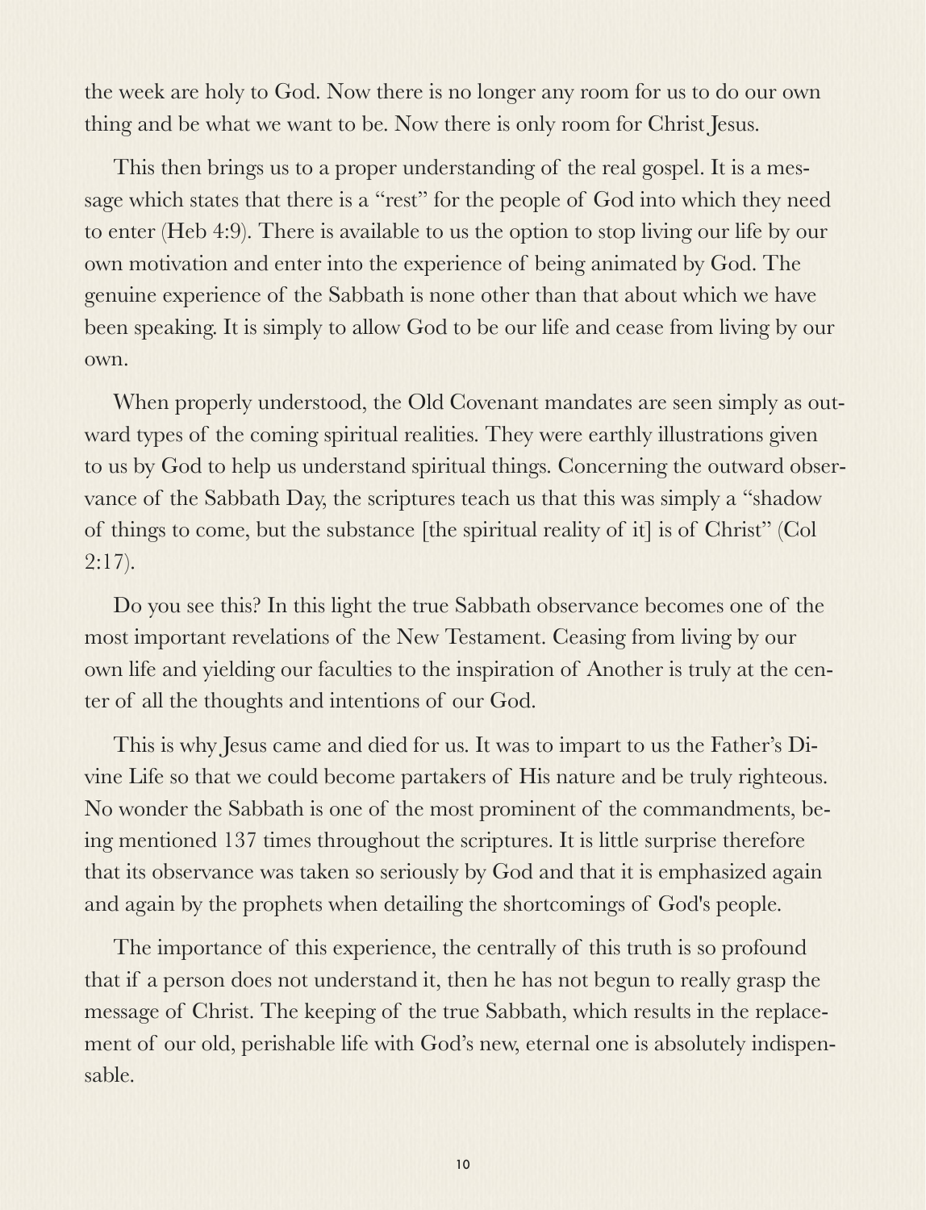the week are holy to God. Now there is no longer any room for us to do our own thing and be what we want to be. Now there is only room for Christ Jesus.

This then brings us to a proper understanding of the real gospel. It is a message which states that there is a "rest" for the people of God into which they need to enter (Heb 4:9). There is available to us the option to stop living our life by our own motivation and enter into the experience of being animated by God. The genuine experience of the Sabbath is none other than that about which we have been speaking. It is simply to allow God to be our life and cease from living by our own.

When properly understood, the Old Covenant mandates are seen simply as outward types of the coming spiritual realities. They were earthly illustrations given to us by God to help us understand spiritual things. Concerning the outward observance of the Sabbath Day, the scriptures teach us that this was simply a "shadow of things to come, but the substance [the spiritual reality of it] is of Christ" (Col 2:17).

Do you see this? In this light the true Sabbath observance becomes one of the most important revelations of the New Testament. Ceasing from living by our own life and yielding our faculties to the inspiration of Another is truly at the center of all the thoughts and intentions of our God.

This is why Jesus came and died for us. It was to impart to us the Father's Divine Life so that we could become partakers of His nature and be truly righteous. No wonder the Sabbath is one of the most prominent of the commandments, being mentioned 137 times throughout the scriptures. It is little surprise therefore that its observance was taken so seriously by God and that it is emphasized again and again by the prophets when detailing the shortcomings of God's people.

The importance of this experience, the centrally of this truth is so profound that if a person does not understand it, then he has not begun to really grasp the message of Christ. The keeping of the true Sabbath, which results in the replacement of our old, perishable life with God's new, eternal one is absolutely indispensable.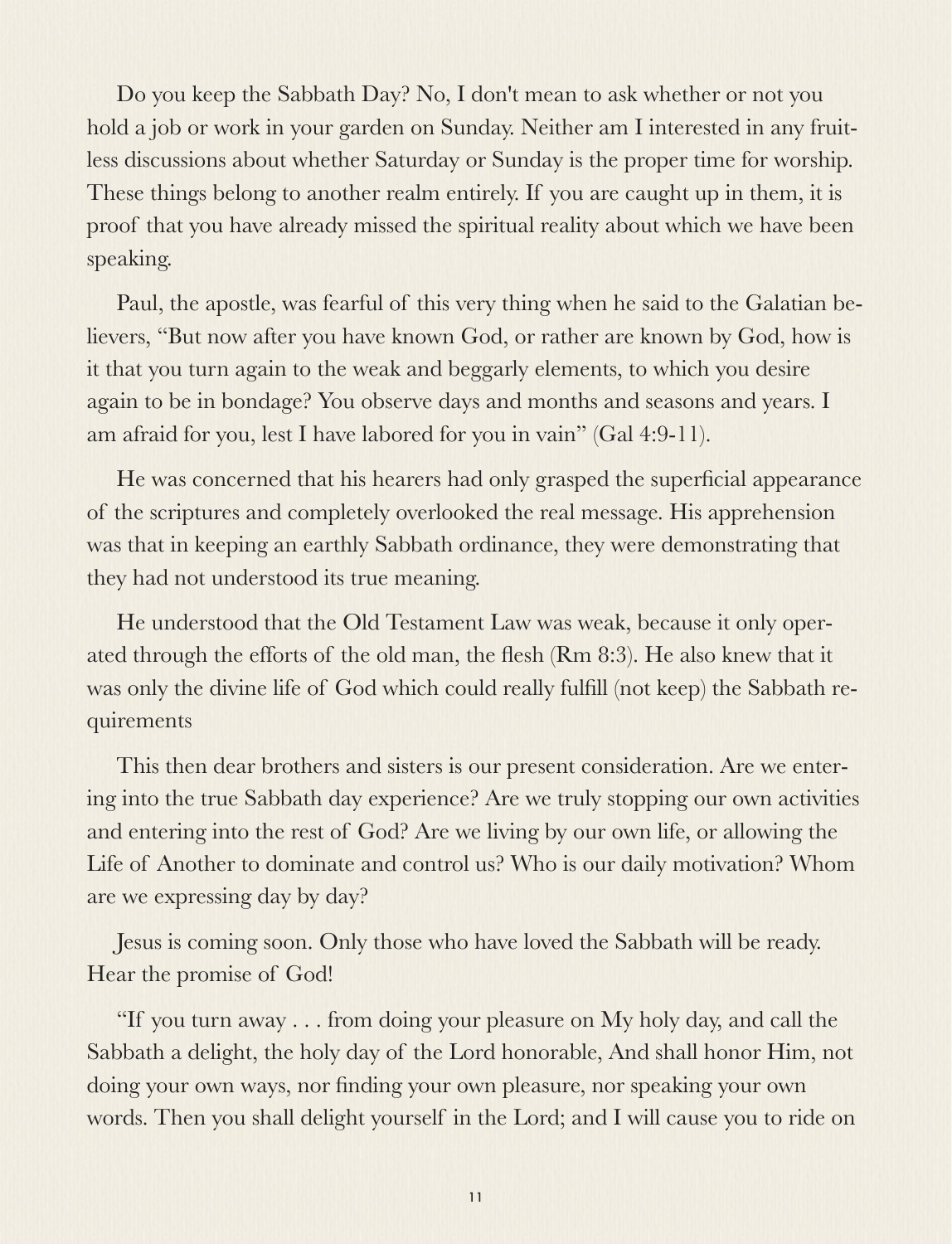Do you keep the Sabbath Day? No, I don't mean to ask whether or not you hold a job or work in your garden on Sunday. Neither am I interested in any fruitless discussions about whether Saturday or Sunday is the proper time for worship. These things belong to another realm entirely. If you are caught up in them, it is proof that you have already missed the spiritual reality about which we have been speaking.

Paul, the apostle, was fearful of this very thing when he said to the Galatian believers, "But now after you have known God, or rather are known by God, how is it that you turn again to the weak and beggarly elements, to which you desire again to be in bondage? You observe days and months and seasons and years. I am afraid for you, lest I have labored for you in vain" (Gal 4:9-11).

He was concerned that his hearers had only grasped the superficial appearance of the scriptures and completely overlooked the real message. His apprehension was that in keeping an earthly Sabbath ordinance, they were demonstrating that they had not understood its true meaning.

He understood that the Old Testament Law was weak, because it only operated through the efforts of the old man, the flesh (Rm 8:3). He also knew that it was only the divine life of God which could really fulfill (not keep) the Sabbath requirements

This then dear brothers and sisters is our present consideration. Are we entering into the true Sabbath day experience? Are we truly stopping our own activities and entering into the rest of God? Are we living by our own life, or allowing the Life of Another to dominate and control us? Who is our daily motivation? Whom are we expressing day by day?

Jesus is coming soon. Only those who have loved the Sabbath will be ready. Hear the promise of God!

"If you turn away . . . from doing your pleasure on My holy day, and call the Sabbath a delight, the holy day of the Lord honorable, And shall honor Him, not doing your own ways, nor finding your own pleasure, nor speaking your own words. Then you shall delight yourself in the Lord; and I will cause you to ride on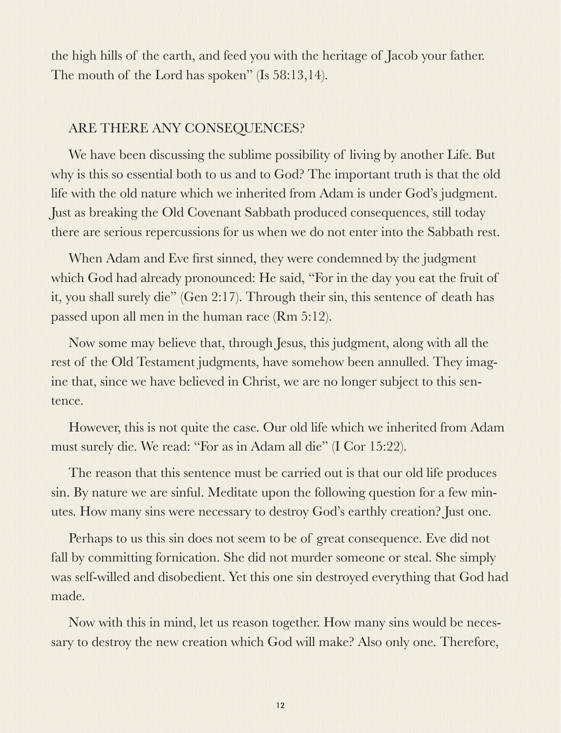the high hills of the earth, and feed you with the heritage of Jacob your father. The mouth of the Lord has spoken" (Is 58:13,14).

## ARE THERE ANY CONSEQUENCES?

We have been discussing the sublime possibility of living by another Life. But why is this so essential both to us and to God? The important truth is that the old life with the old nature which we inherited from Adam is under God's judgment. Just as breaking the Old Covenant Sabbath produced consequences, still today there are serious repercussions for us when we do not enter into the Sabbath rest.

When Adam and Eve first sinned, they were condemned by the judgment which God had already pronounced: He said, "For in the day you eat the fruit of it, you shall surely die" (Gen 2:17). Through their sin, this sentence of death has passed upon all men in the human race (Rm 5:12).

Now some may believe that, through Jesus, this judgment, along with all the rest of the Old Testament judgments, have somehow been annulled. They imagine that, since we have believed in Christ, we are no longer subject to this sentence.

However, this is not quite the case. Our old life which we inherited from Adam must surely die. We read: "For as in Adam all die" (I Cor 15:22).

The reason that this sentence must be carried out is that our old life produces sin. By nature we are sinful. Meditate upon the following question for a few minutes. How many sins were necessary to destroy God's earthly creation? Just one.

Perhaps to us this sin does not seem to be of great consequence. Eve did not fall by committing fornication. She did not murder someone or steal. She simply was self-willed and disobedient. Yet this one sin destroyed everything that God had made.

Now with this in mind, let us reason together. How many sins would be necessary to destroy the new creation which God will make? Also only one. Therefore,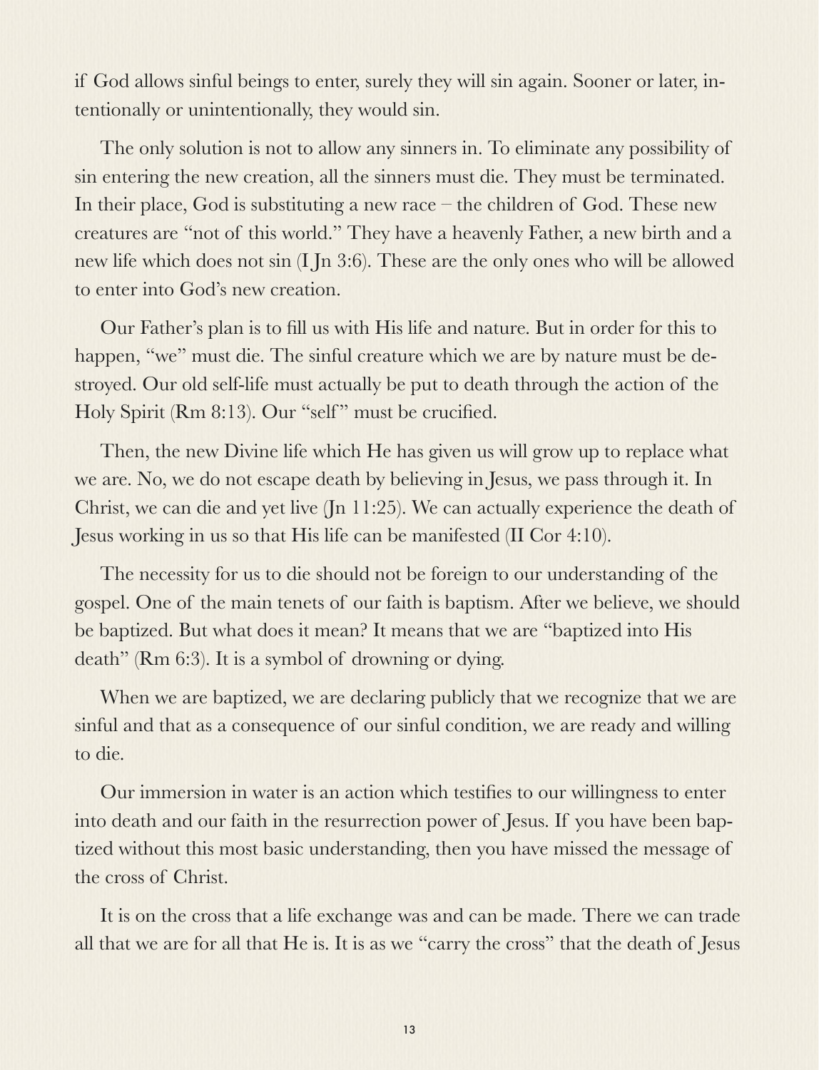if God allows sinful beings to enter, surely they will sin again. Sooner or later, intentionally or unintentionally, they would sin.

The only solution is not to allow any sinners in. To eliminate any possibility of sin entering the new creation, all the sinners must die. They must be terminated. In their place, God is substituting a new race – the children of God. These new creatures are "not of this world." They have a heavenly Father, a new birth and a new life which does not sin (I Jn 3:6). These are the only ones who will be allowed to enter into God's new creation.

Our Father's plan is to fill us with His life and nature. But in order for this to happen, "we" must die. The sinful creature which we are by nature must be destroyed. Our old self-life must actually be put to death through the action of the Holy Spirit (Rm 8:13). Our "self" must be crucified.

Then, the new Divine life which He has given us will grow up to replace what we are. No, we do not escape death by believing in Jesus, we pass through it. In Christ, we can die and yet live (Jn 11:25). We can actually experience the death of Jesus working in us so that His life can be manifested (II Cor 4:10).

The necessity for us to die should not be foreign to our understanding of the gospel. One of the main tenets of our faith is baptism. After we believe, we should be baptized. But what does it mean? It means that we are "baptized into His death" (Rm 6:3). It is a symbol of drowning or dying.

When we are baptized, we are declaring publicly that we recognize that we are sinful and that as a consequence of our sinful condition, we are ready and willing to die.

Our immersion in water is an action which testifies to our willingness to enter into death and our faith in the resurrection power of Jesus. If you have been baptized without this most basic understanding, then you have missed the message of the cross of Christ.

It is on the cross that a life exchange was and can be made. There we can trade all that we are for all that He is. It is as we "carry the cross" that the death of Jesus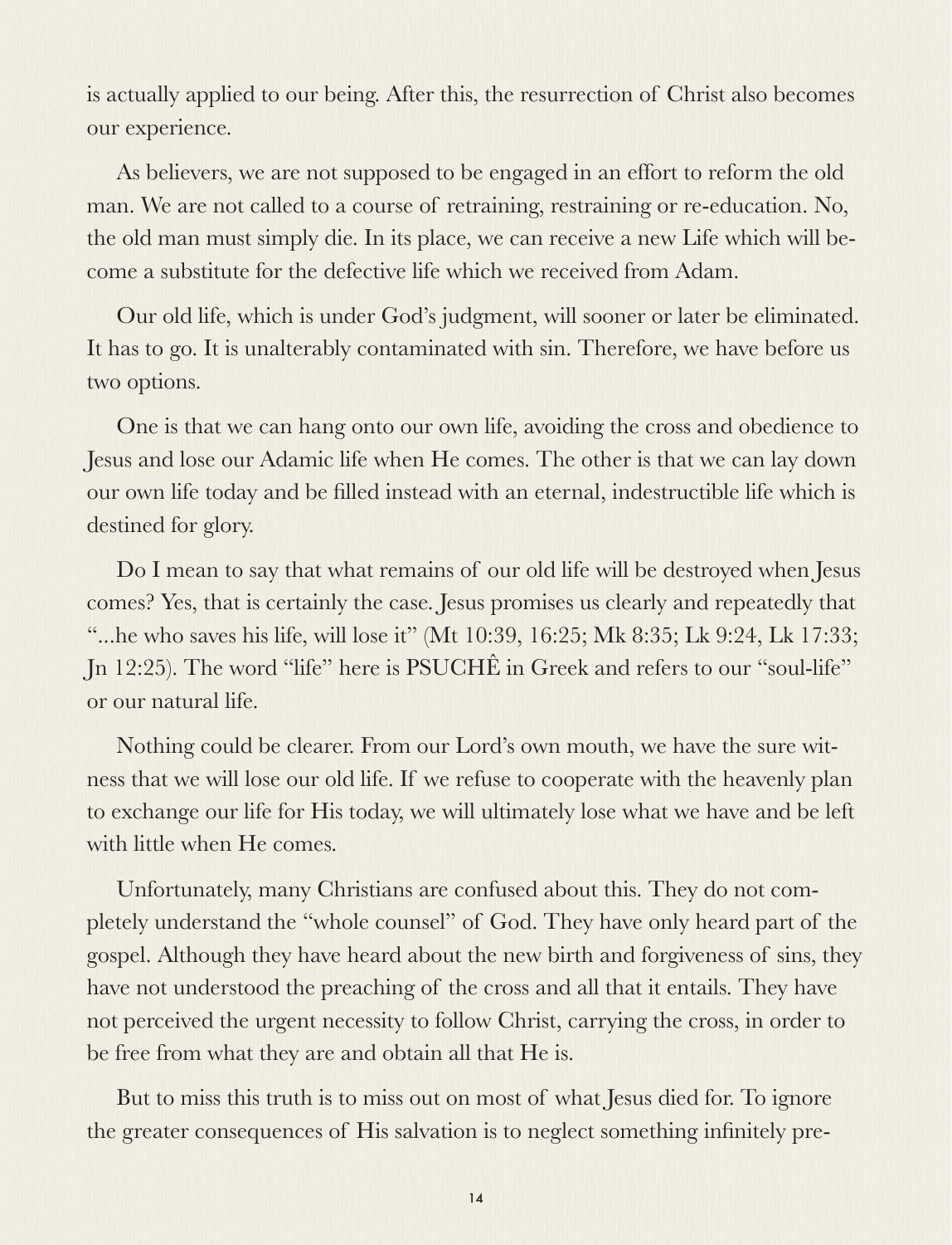is actually applied to our being. After this, the resurrection of Christ also becomes our experience.

As believers, we are not supposed to be engaged in an effort to reform the old man. We are not called to a course of retraining, restraining or re-education. No, the old man must simply die. In its place, we can receive a new Life which will become a substitute for the defective life which we received from Adam.

Our old life, which is under God's judgment, will sooner or later be eliminated. It has to go. It is unalterably contaminated with sin. Therefore, we have before us two options.

One is that we can hang onto our own life, avoiding the cross and obedience to Jesus and lose our Adamic life when He comes. The other is that we can lay down our own life today and be filled instead with an eternal, indestructible life which is destined for glory.

Do I mean to say that what remains of our old life will be destroyed when Jesus comes? Yes, that is certainly the case. Jesus promises us clearly and repeatedly that "...he who saves his life, will lose it" (Mt 10:39, 16:25; Mk 8:35; Lk 9:24, Lk 17:33; Jn 12:25). The word "life" here is PSUCHÊ in Greek and refers to our "soul-life" or our natural life.

Nothing could be clearer. From our Lord's own mouth, we have the sure witness that we will lose our old life. If we refuse to cooperate with the heavenly plan to exchange our life for His today, we will ultimately lose what we have and be left with little when He comes.

Unfortunately, many Christians are confused about this. They do not completely understand the "whole counsel" of God. They have only heard part of the gospel. Although they have heard about the new birth and forgiveness of sins, they have not understood the preaching of the cross and all that it entails. They have not perceived the urgent necessity to follow Christ, carrying the cross, in order to be free from what they are and obtain all that He is.

But to miss this truth is to miss out on most of what Jesus died for. To ignore the greater consequences of His salvation is to neglect something infinitely pre-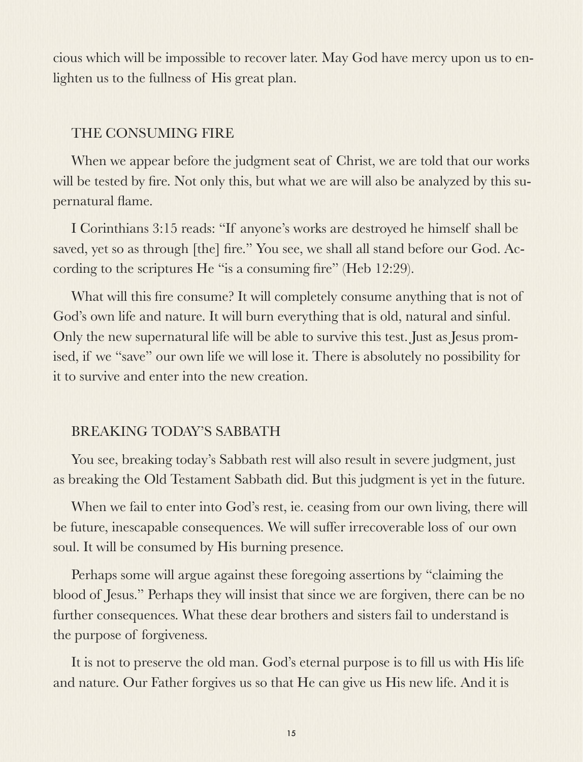cious which will be impossible to recover later. May God have mercy upon us to enlighten us to the fullness of His great plan.

## THE CONSUMING FIRE

When we appear before the judgment seat of Christ, we are told that our works will be tested by fire. Not only this, but what we are will also be analyzed by this supernatural flame.

I Corinthians 3:15 reads: "If anyone's works are destroyed he himself shall be saved, yet so as through [the] fire." You see, we shall all stand before our God. According to the scriptures He "is a consuming fire" (Heb 12:29).

What will this fire consume? It will completely consume anything that is not of God's own life and nature. It will burn everything that is old, natural and sinful. Only the new supernatural life will be able to survive this test. Just as Jesus promised, if we "save" our own life we will lose it. There is absolutely no possibility for it to survive and enter into the new creation.

## BREAKING TODAY'S SABBATH

You see, breaking today's Sabbath rest will also result in severe judgment, just as breaking the Old Testament Sabbath did. But this judgment is yet in the future.

When we fail to enter into God's rest, ie. ceasing from our own living, there will be future, inescapable consequences. We will suffer irrecoverable loss of our own soul. It will be consumed by His burning presence.

Perhaps some will argue against these foregoing assertions by "claiming the blood of Jesus." Perhaps they will insist that since we are forgiven, there can be no further consequences. What these dear brothers and sisters fail to understand is the purpose of forgiveness.

It is not to preserve the old man. God's eternal purpose is to fill us with His life and nature. Our Father forgives us so that He can give us His new life. And it is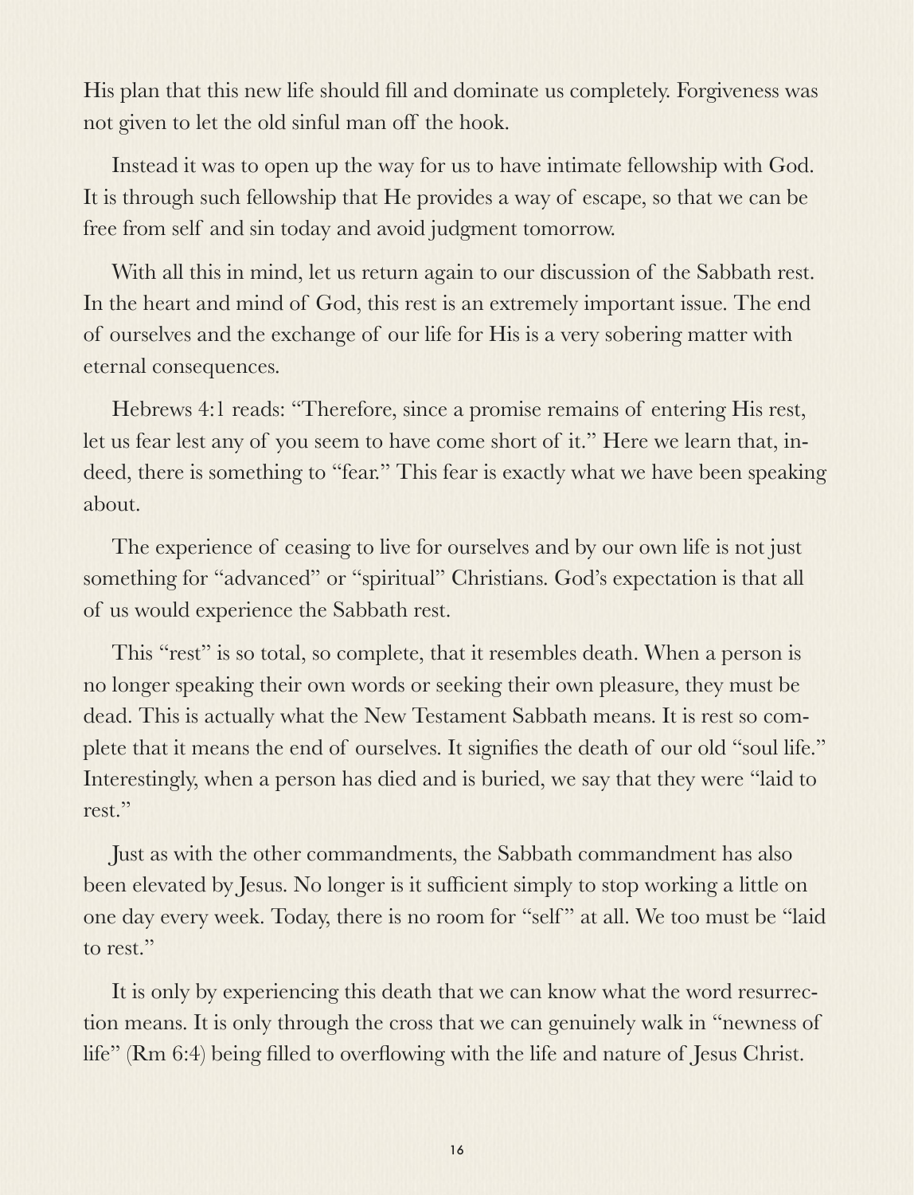His plan that this new life should fill and dominate us completely. Forgiveness was not given to let the old sinful man off the hook.

Instead it was to open up the way for us to have intimate fellowship with God. It is through such fellowship that He provides a way of escape, so that we can be free from self and sin today and avoid judgment tomorrow.

With all this in mind, let us return again to our discussion of the Sabbath rest. In the heart and mind of God, this rest is an extremely important issue. The end of ourselves and the exchange of our life for His is a very sobering matter with eternal consequences.

Hebrews 4:1 reads: "Therefore, since a promise remains of entering His rest, let us fear lest any of you seem to have come short of it." Here we learn that, indeed, there is something to "fear." This fear is exactly what we have been speaking about.

The experience of ceasing to live for ourselves and by our own life is not just something for "advanced" or "spiritual" Christians. God's expectation is that all of us would experience the Sabbath rest.

This "rest" is so total, so complete, that it resembles death. When a person is no longer speaking their own words or seeking their own pleasure, they must be dead. This is actually what the New Testament Sabbath means. It is rest so complete that it means the end of ourselves. It signifies the death of our old "soul life." Interestingly, when a person has died and is buried, we say that they were "laid to rest."

Just as with the other commandments, the Sabbath commandment has also been elevated by Jesus. No longer is it sufficient simply to stop working a little on one day every week. Today, there is no room for "self" at all. We too must be "laid to rest."

It is only by experiencing this death that we can know what the word resurrection means. It is only through the cross that we can genuinely walk in "newness of life" (Rm 6:4) being filled to overflowing with the life and nature of Jesus Christ.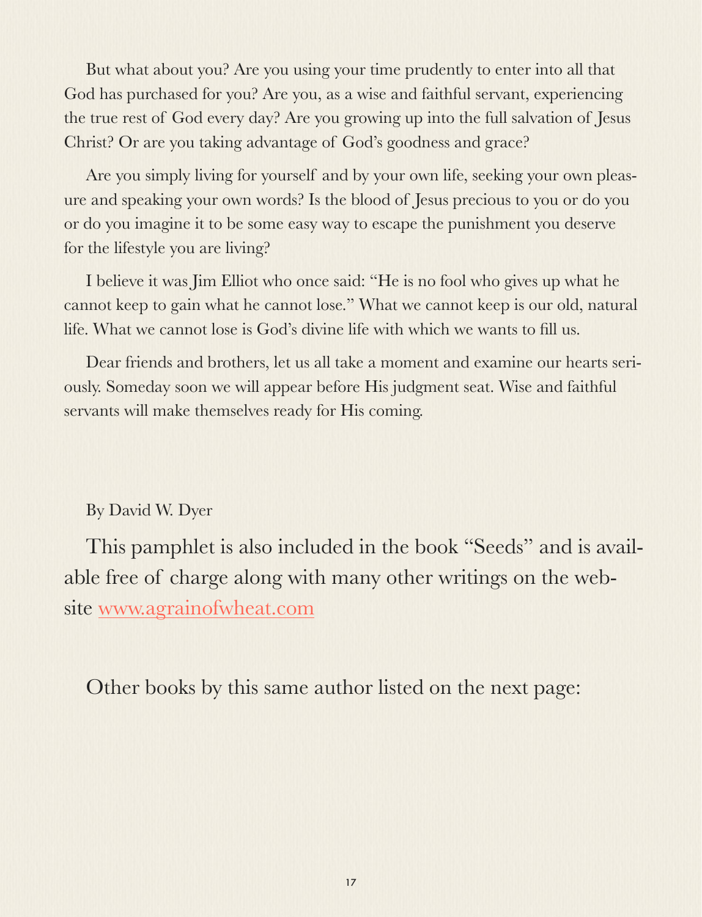But what about you? Are you using your time prudently to enter into all that God has purchased for you? Are you, as a wise and faithful servant, experiencing the true rest of God every day? Are you growing up into the full salvation of Jesus Christ? Or are you taking advantage of God's goodness and grace?

Are you simply living for yourself and by your own life, seeking your own pleasure and speaking your own words? Is the blood of Jesus precious to you or do you or do you imagine it to be some easy way to escape the punishment you deserve for the lifestyle you are living?

I believe it was Jim Elliot who once said: "He is no fool who gives up what he cannot keep to gain what he cannot lose." What we cannot keep is our old, natural life. What we cannot lose is God's divine life with which we wants to fill us.

Dear friends and brothers, let us all take a moment and examine our hearts seriously. Someday soon we will appear before His judgment seat. Wise and faithful servants will make themselves ready for His coming.

By David W. Dyer

This pamphlet is also included in the book "Seeds" and is available free of charge along with many other writings on the website [www.agrainofwheat.com](http://www.agrainofwheat.com)

Other books by this same author listed on the next page: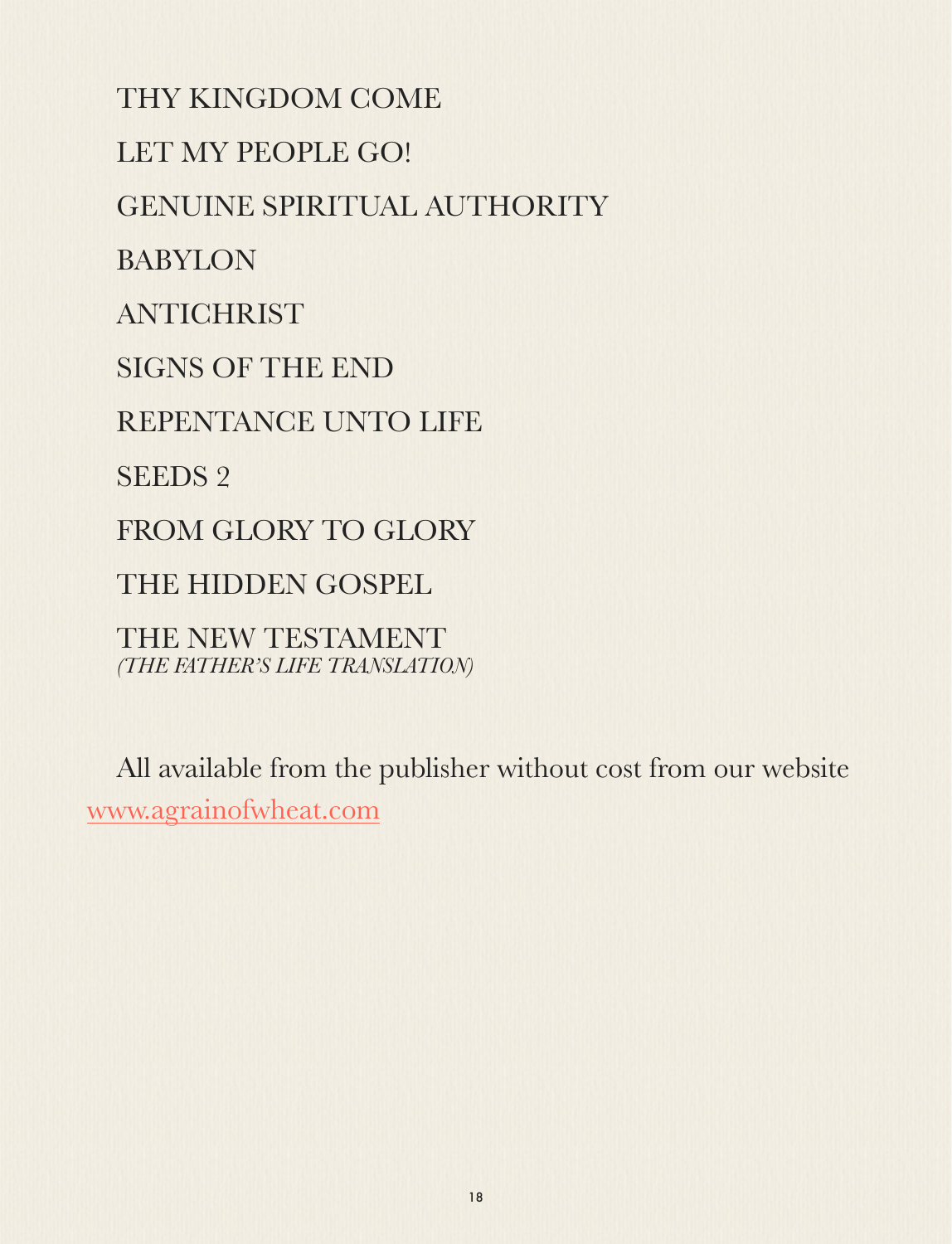THY KINGDOM COME

LET MY PEOPLE GO!

GENUINE SPIRITUAL AUTHORITY

BABYLON

ANTICHRIST

SIGNS OF THE END

REPENTANCE UNTO LIFE

SEEDS 2

FROM GLORY TO GLORY

THE HIDDEN GOSPEL

THE NEW TESTAMENT  
*(THE FATHER'S LIFE TRANSLATION)*

All available from the publisher without cost from our website [www.agrainofwheat.com](http://www.agrainofwheat.com)